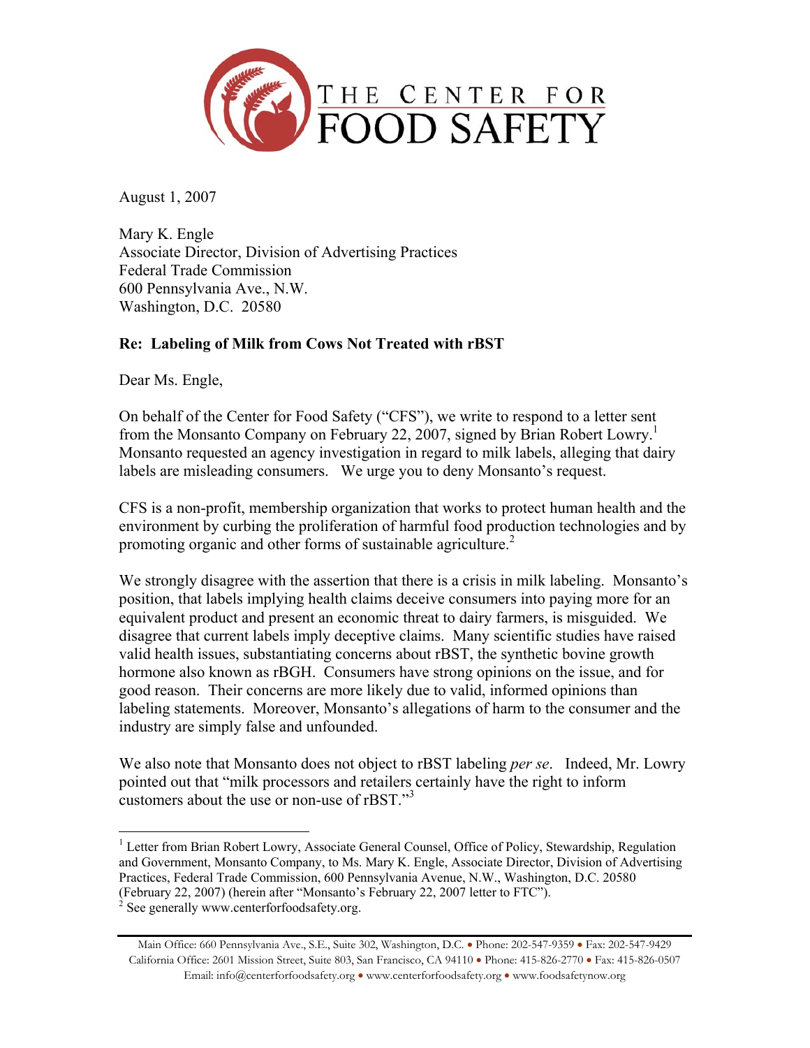THE CENTER FOR FOOD SAFETY

August 1, 2007

Mary K. Engle
Associate Director, Division of Advertising Practices
Federal Trade Commission
600 Pennsylvania Ave., N.W.
Washington, D.C. 20580

**Re: Labeling of Milk from Cows Not Treated with rBST**

Dear Ms. Engle,

On behalf of the Center for Food Safety ("CFS"), we write to respond to a letter sent from the Monsanto Company on February 22, 2007, signed by Brian Robert Lowry.[1] Monsanto requested an agency investigation in regard to milk labels, alleging that dairy labels are misleading consumers. We urge you to deny Monsanto's request.

CFS is a non-profit, membership organization that works to protect human health and the environment by curbing the proliferation of harmful food production technologies and by promoting organic and other forms of sustainable agriculture.[2]

We strongly disagree with the assertion that there is a crisis in milk labeling. Monsanto's position, that labels implying health claims deceive consumers into paying more for an equivalent product and present an economic threat to dairy farmers, is misguided. We disagree that current labels imply deceptive claims. Many scientific studies have raised valid health issues, substantiating concerns about rBST, the synthetic bovine growth hormone also known as rBGH. Consumers have strong opinions on the issue, and for good reason. Their concerns are more likely due to valid, informed opinions than labeling statements. Moreover, Monsanto's allegations of harm to the consumer and the industry are simply false and unfounded.

We also note that Monsanto does not object to rBST labeling *per se*. Indeed, Mr. Lowry pointed out that "milk processors and retailers certainly have the right to inform customers about the use or non-use of rBST."[3]

---

[1] Letter from Brian Robert Lowry, Associate General Counsel, Office of Policy, Stewardship, Regulation and Government, Monsanto Company, to Ms. Mary K. Engle, Associate Director, Division of Advertising Practices, Federal Trade Commission, 600 Pennsylvania Avenue, N.W., Washington, D.C. 20580 (February 22, 2007) (herein after "Monsanto's February 22, 2007 letter to FTC").

[2] See generally www.centerforfoodsafety.org.

Main Office: 660 Pennsylvania Ave., S.E., Suite 302, Washington, D.C. • Phone: 202-547-9359 • Fax: 202-547-9429
California Office: 2601 Mission Street, Suite 803, San Francisco, CA 94110 • Phone: 415-826-2770 • Fax: 415-826-0507
Email: info@centerforfoodsafety.org • www.centerforfoodsafety.org • www.foodsafetynow.org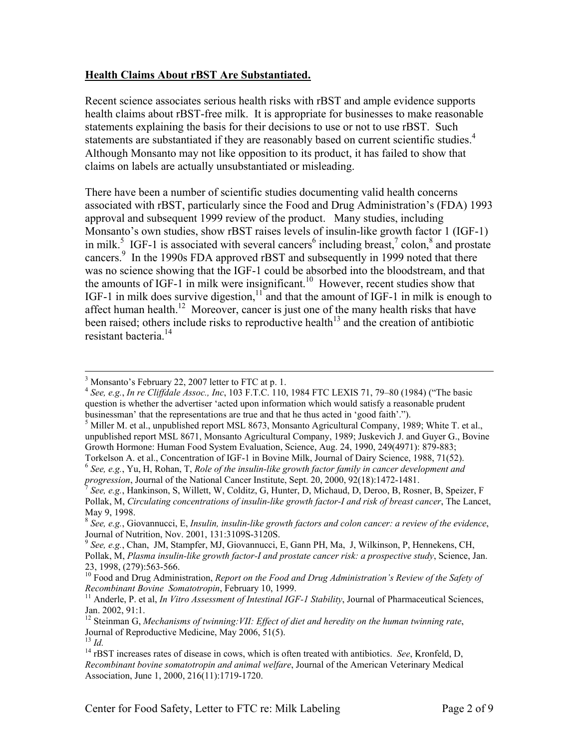**Health Claims About rBST Are Substantiated.**

Recent science associates serious health risks with rBST and ample evidence supports health claims about rBST-free milk. It is appropriate for businesses to make reasonable statements explaining the basis for their decisions to use or not to use rBST. Such statements are substantiated if they are reasonably based on current scientific studies.[4] Although Monsanto may not like opposition to its product, it has failed to show that claims on labels are actually unsubstantiated or misleading.

There have been a number of scientific studies documenting valid health concerns associated with rBST, particularly since the Food and Drug Administration's (FDA) 1993 approval and subsequent 1999 review of the product. Many studies, including Monsanto's own studies, show rBST raises levels of insulin-like growth factor 1 (IGF-1) in milk.[5] IGF-1 is associated with several cancers[6] including breast,[7] colon,[8] and prostate cancers.[9] In the 1990s FDA approved rBST and subsequently in 1999 noted that there was no science showing that the IGF-1 could be absorbed into the bloodstream, and that the amounts of IGF-1 in milk were insignificant.[10] However, recent studies show that IGF-1 in milk does survive digestion,[11] and that the amount of IGF-1 in milk is enough to affect human health.[12] Moreover, cancer is just one of the many health risks that have been raised; others include risks to reproductive health[13] and the creation of antibiotic resistant bacteria.[14]

---

[3] Monsanto's February 22, 2007 letter to FTC at p. 1.

[4] *See, e.g.*, *In re Cliffdale Assoc., Inc*, 103 F.T.C. 110, 1984 FTC LEXIS 71, 79–80 (1984) ("The basic question is whether the advertiser 'acted upon information which would satisfy a reasonable prudent businessman' that the representations are true and that he thus acted in 'good faith'.").

[5] Miller M. et al., unpublished report MSL 8673, Monsanto Agricultural Company, 1989; White T. et al., unpublished report MSL 8671, Monsanto Agricultural Company, 1989; Juskevich J. and Guyer G., Bovine Growth Hormone: Human Food System Evaluation, Science, Aug. 24, 1990, 249(4971): 879-883; Torkelson A. et al., Concentration of IGF-1 in Bovine Milk, Journal of Dairy Science, 1988, 71(52).

[6] *See, e.g.*, Yu, H, Rohan, T, *Role of the insulin-like growth factor family in cancer development and progression*, Journal of the National Cancer Institute, Sept. 20, 2000, 92(18):1472-1481.

[7] *See, e.g.*, Hankinson, S, Willett, W, Colditz, G, Hunter, D, Michaud, D, Deroo, B, Rosner, B, Speizer, F Pollak, M, *Circulating concentrations of insulin-like growth factor-I and risk of breast cancer*, The Lancet, May 9, 1998.

[8] *See, e.g.*, Giovannucci, E, *Insulin, insulin-like growth factors and colon cancer: a review of the evidence*, Journal of Nutrition, Nov. 2001, 131:3109S-3120S.

[9] *See, e.g.*, Chan, JM, Stampfer, MJ, Giovannucci, E, Gann PH, Ma, J, Wilkinson, P, Hennekens, CH, Pollak, M, *Plasma insulin-like growth factor-I and prostate cancer risk: a prospective study*, Science, Jan. 23, 1998, (279):563-566.

[10] Food and Drug Administration, *Report on the Food and Drug Administration's Review of the Safety of Recombinant Bovine Somatotropin*, February 10, 1999.

[11] Anderle, P. et al, *In Vitro Assessment of Intestinal IGF-1 Stability*, Journal of Pharmaceutical Sciences, Jan. 2002, 91:1.

[12] Steinman G, *Mechanisms of twinning:VII: Effect of diet and heredity on the human twinning rate*, Journal of Reproductive Medicine, May 2006, 51(5).

[13] *Id.*

[14] rBST increases rates of disease in cows, which is often treated with antibiotics. *See*, Kronfeld, D, *Recombinant bovine somatotropin and animal welfare*, Journal of the American Veterinary Medical Association, June 1, 2000, 216(11):1719-1720.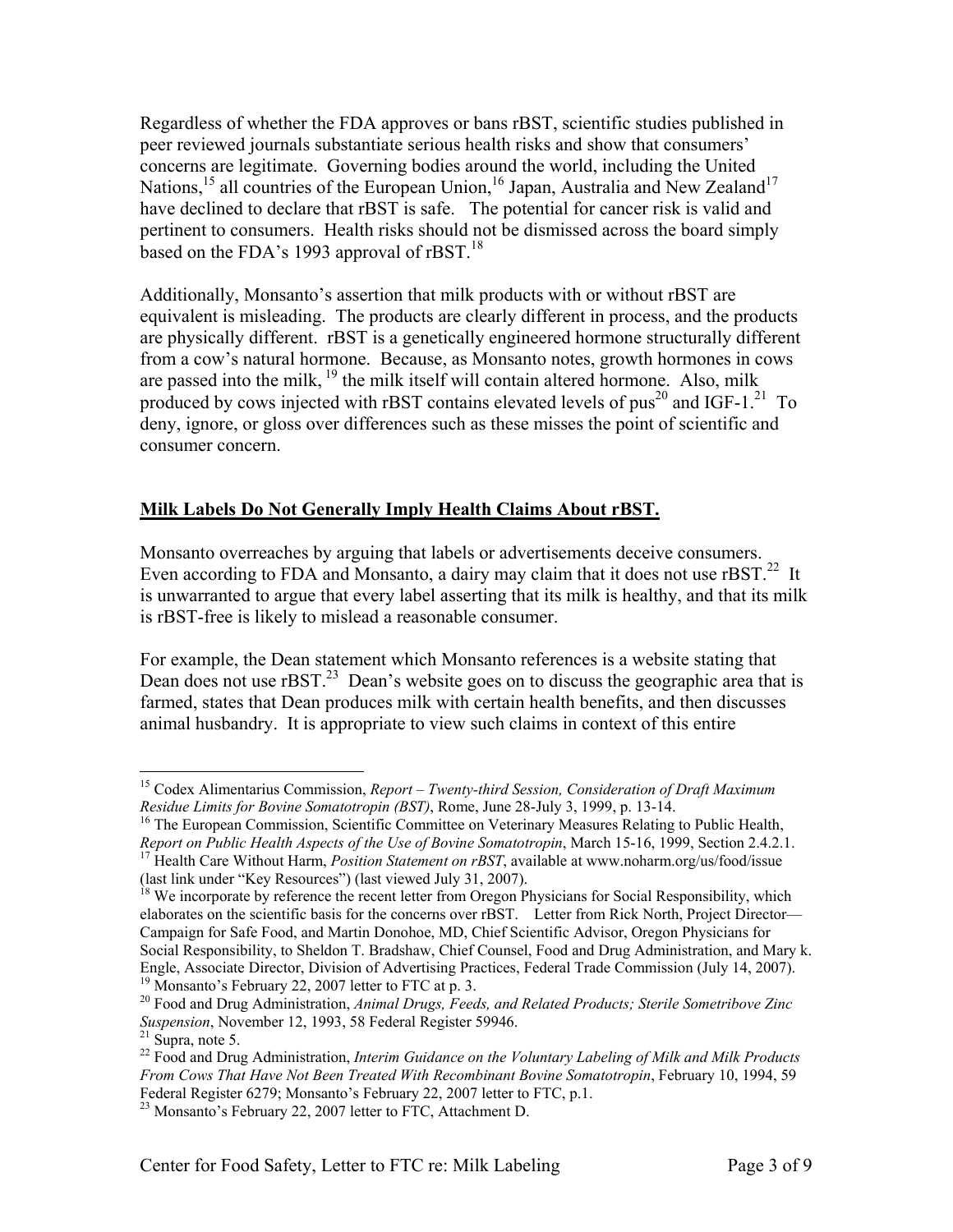Regardless of whether the FDA approves or bans rBST, scientific studies published in peer reviewed journals substantiate serious health risks and show that consumers' concerns are legitimate. Governing bodies around the world, including the United Nations,[15] all countries of the European Union,[16] Japan, Australia and New Zealand[17] have declined to declare that rBST is safe. The potential for cancer risk is valid and pertinent to consumers. Health risks should not be dismissed across the board simply based on the FDA's 1993 approval of rBST.[18]

Additionally, Monsanto's assertion that milk products with or without rBST are equivalent is misleading. The products are clearly different in process, and the products are physically different. rBST is a genetically engineered hormone structurally different from a cow's natural hormone. Because, as Monsanto notes, growth hormones in cows are passed into the milk, [19] the milk itself will contain altered hormone. Also, milk produced by cows injected with rBST contains elevated levels of pus[20] and IGF-1.[21] To deny, ignore, or gloss over differences such as these misses the point of scientific and consumer concern.

## Milk Labels Do Not Generally Imply Health Claims About rBST.

Monsanto overreaches by arguing that labels or advertisements deceive consumers. Even according to FDA and Monsanto, a dairy may claim that it does not use rBST.[22] It is unwarranted to argue that every label asserting that its milk is healthy, and that its milk is rBST-free is likely to mislead a reasonable consumer.

For example, the Dean statement which Monsanto references is a website stating that Dean does not use rBST.[23] Dean's website goes on to discuss the geographic area that is farmed, states that Dean produces milk with certain health benefits, and then discusses animal husbandry. It is appropriate to view such claims in context of this entire

---

[15] Codex Alimentarius Commission, *Report – Twenty-third Session, Consideration of Draft Maximum Residue Limits for Bovine Somatotropin (BST)*, Rome, June 28-July 3, 1999, p. 13-14.

[16] The European Commission, Scientific Committee on Veterinary Measures Relating to Public Health, *Report on Public Health Aspects of the Use of Bovine Somatotropin*, March 15-16, 1999, Section 2.4.2.1.

[17] Health Care Without Harm, *Position Statement on rBST*, available at www.noharm.org/us/food/issue (last link under "Key Resources") (last viewed July 31, 2007).

[18] We incorporate by reference the recent letter from Oregon Physicians for Social Responsibility, which elaborates on the scientific basis for the concerns over rBST. Letter from Rick North, Project Director—Campaign for Safe Food, and Martin Donohoe, MD, Chief Scientific Advisor, Oregon Physicians for Social Responsibility, to Sheldon T. Bradshaw, Chief Counsel, Food and Drug Administration, and Mary k. Engle, Associate Director, Division of Advertising Practices, Federal Trade Commission (July 14, 2007).

[19] Monsanto's February 22, 2007 letter to FTC at p. 3.

[20] Food and Drug Administration, *Animal Drugs, Feeds, and Related Products; Sterile Sometribove Zinc Suspension*, November 12, 1993, 58 Federal Register 59946.

[21] Supra, note 5.

[22] Food and Drug Administration, *Interim Guidance on the Voluntary Labeling of Milk and Milk Products From Cows That Have Not Been Treated With Recombinant Bovine Somatotropin*, February 10, 1994, 59 Federal Register 6279; Monsanto's February 22, 2007 letter to FTC, p.1.

[23] Monsanto's February 22, 2007 letter to FTC, Attachment D.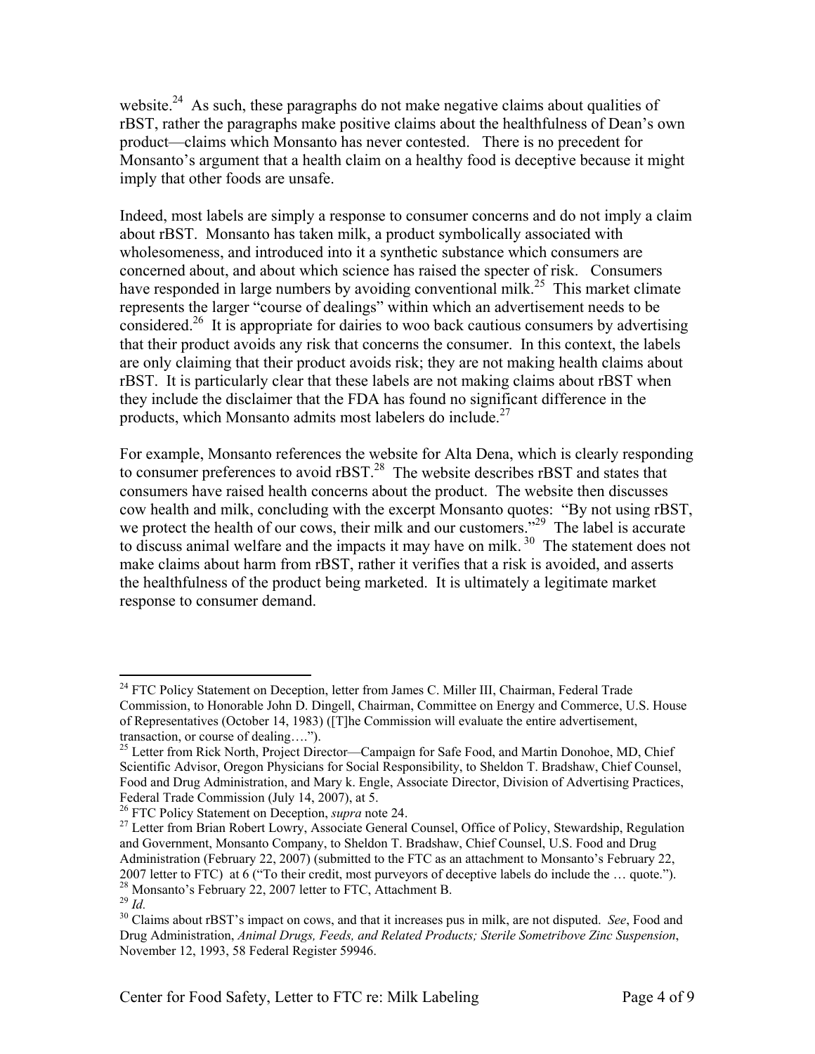website.[24] As such, these paragraphs do not make negative claims about qualities of rBST, rather the paragraphs make positive claims about the healthfulness of Dean's own product—claims which Monsanto has never contested. There is no precedent for Monsanto's argument that a health claim on a healthy food is deceptive because it might imply that other foods are unsafe.

Indeed, most labels are simply a response to consumer concerns and do not imply a claim about rBST. Monsanto has taken milk, a product symbolically associated with wholesomeness, and introduced into it a synthetic substance which consumers are concerned about, and about which science has raised the specter of risk. Consumers have responded in large numbers by avoiding conventional milk.[25] This market climate represents the larger "course of dealings" within which an advertisement needs to be considered.[26] It is appropriate for dairies to woo back cautious consumers by advertising that their product avoids any risk that concerns the consumer. In this context, the labels are only claiming that their product avoids risk; they are not making health claims about rBST. It is particularly clear that these labels are not making claims about rBST when they include the disclaimer that the FDA has found no significant difference in the products, which Monsanto admits most labelers do include.[27]

For example, Monsanto references the website for Alta Dena, which is clearly responding to consumer preferences to avoid rBST.[28] The website describes rBST and states that consumers have raised health concerns about the product. The website then discusses cow health and milk, concluding with the excerpt Monsanto quotes: "By not using rBST, we protect the health of our cows, their milk and our customers."[29] The label is accurate to discuss animal welfare and the impacts it may have on milk.[30] The statement does not make claims about harm from rBST, rather it verifies that a risk is avoided, and asserts the healthfulness of the product being marketed. It is ultimately a legitimate market response to consumer demand.

---

[24] FTC Policy Statement on Deception, letter from James C. Miller III, Chairman, Federal Trade Commission, to Honorable John D. Dingell, Chairman, Committee on Energy and Commerce, U.S. House of Representatives (October 14, 1983) ([T]he Commission will evaluate the entire advertisement, transaction, or course of dealing….").

[25] Letter from Rick North, Project Director—Campaign for Safe Food, and Martin Donohoe, MD, Chief Scientific Advisor, Oregon Physicians for Social Responsibility, to Sheldon T. Bradshaw, Chief Counsel, Food and Drug Administration, and Mary k. Engle, Associate Director, Division of Advertising Practices, Federal Trade Commission (July 14, 2007), at 5.

[26] FTC Policy Statement on Deception, *supra* note 24.

[27] Letter from Brian Robert Lowry, Associate General Counsel, Office of Policy, Stewardship, Regulation and Government, Monsanto Company, to Sheldon T. Bradshaw, Chief Counsel, U.S. Food and Drug Administration (February 22, 2007) (submitted to the FTC as an attachment to Monsanto's February 22, 2007 letter to FTC) at 6 ("To their credit, most purveyors of deceptive labels do include the … quote.").

[28] Monsanto's February 22, 2007 letter to FTC, Attachment B.

[29] *Id.*

[30] Claims about rBST's impact on cows, and that it increases pus in milk, are not disputed. *See*, Food and Drug Administration, *Animal Drugs, Feeds, and Related Products; Sterile Sometribove Zinc Suspension*, November 12, 1993, 58 Federal Register 59946.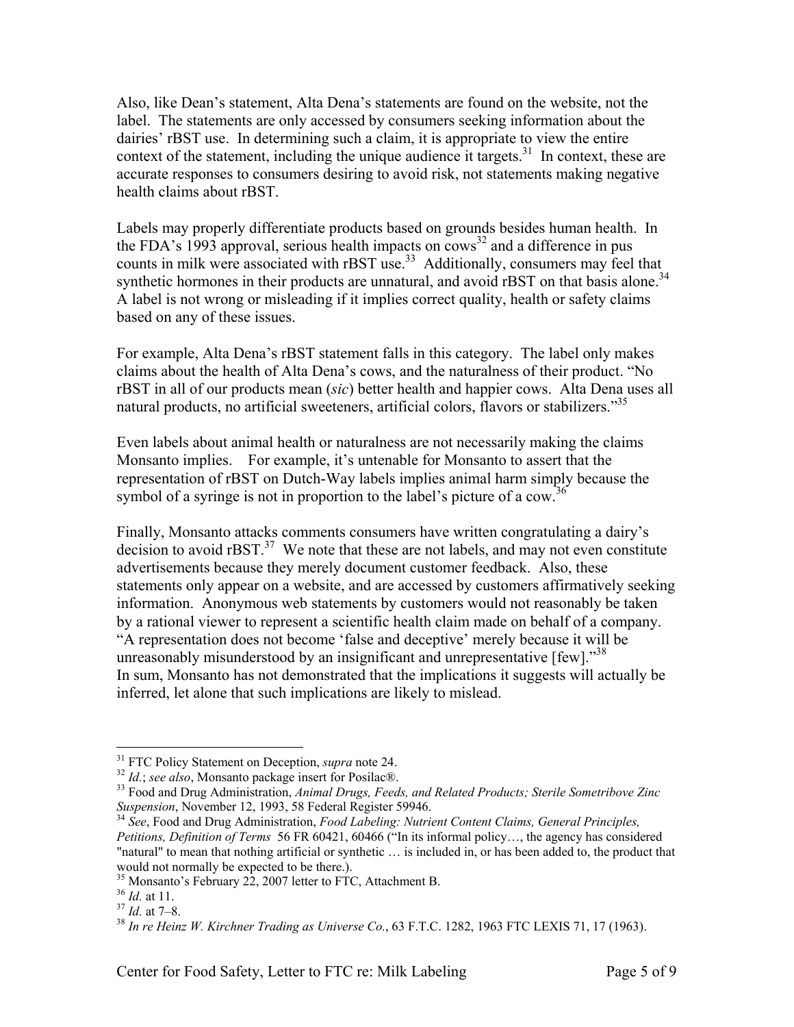Also, like Dean's statement, Alta Dena's statements are found on the website, not the label. The statements are only accessed by consumers seeking information about the dairies' rBST use. In determining such a claim, it is appropriate to view the entire context of the statement, including the unique audience it targets.[31] In context, these are accurate responses to consumers desiring to avoid risk, not statements making negative health claims about rBST.

Labels may properly differentiate products based on grounds besides human health. In the FDA's 1993 approval, serious health impacts on cows[32] and a difference in pus counts in milk were associated with rBST use.[33] Additionally, consumers may feel that synthetic hormones in their products are unnatural, and avoid rBST on that basis alone.[34] A label is not wrong or misleading if it implies correct quality, health or safety claims based on any of these issues.

For example, Alta Dena's rBST statement falls in this category. The label only makes claims about the health of Alta Dena's cows, and the naturalness of their product. "No rBST in all of our products mean (*sic*) better health and happier cows. Alta Dena uses all natural products, no artificial sweeteners, artificial colors, flavors or stabilizers."[35]

Even labels about animal health or naturalness are not necessarily making the claims Monsanto implies. For example, it's untenable for Monsanto to assert that the representation of rBST on Dutch-Way labels implies animal harm simply because the symbol of a syringe is not in proportion to the label's picture of a cow.[36]

Finally, Monsanto attacks comments consumers have written congratulating a dairy's decision to avoid rBST.[37] We note that these are not labels, and may not even constitute advertisements because they merely document customer feedback. Also, these statements only appear on a website, and are accessed by customers affirmatively seeking information. Anonymous web statements by customers would not reasonably be taken by a rational viewer to represent a scientific health claim made on behalf of a company. "A representation does not become 'false and deceptive' merely because it will be unreasonably misunderstood by an insignificant and unrepresentative [few]."[38]
In sum, Monsanto has not demonstrated that the implications it suggests will actually be inferred, let alone that such implications are likely to mislead.

---

[31] FTC Policy Statement on Deception, *supra* note 24.

[32] *Id.*; *see also*, Monsanto package insert for Posilac®.

[33] Food and Drug Administration, *Animal Drugs, Feeds, and Related Products; Sterile Sometribove Zinc Suspension*, November 12, 1993, 58 Federal Register 59946.

[34] *See*, Food and Drug Administration, *Food Labeling: Nutrient Content Claims, General Principles, Petitions, Definition of Terms* 56 FR 60421, 60466 ("In its informal policy…, the agency has considered "natural" to mean that nothing artificial or synthetic … is included in, or has been added to, the product that would not normally be expected to be there.).

[35] Monsanto's February 22, 2007 letter to FTC, Attachment B.

[36] *Id.* at 11.

[37] *Id.* at 7–8.

[38] *In re Heinz W. Kirchner Trading as Universe Co.*, 63 F.T.C. 1282, 1963 FTC LEXIS 71, 17 (1963).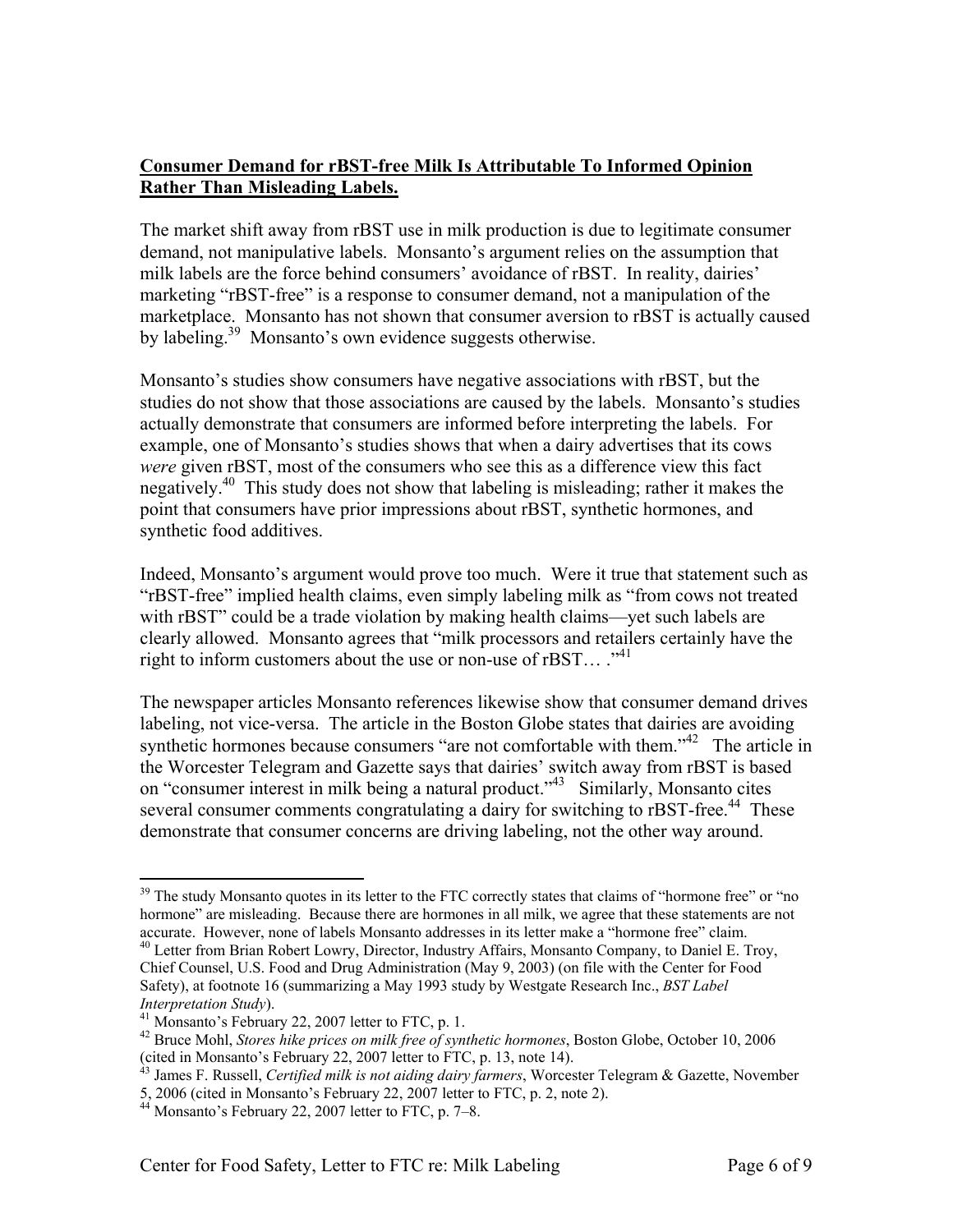**Consumer Demand for rBST-free Milk Is Attributable To Informed Opinion Rather Than Misleading Labels.**

The market shift away from rBST use in milk production is due to legitimate consumer demand, not manipulative labels. Monsanto's argument relies on the assumption that milk labels are the force behind consumers' avoidance of rBST. In reality, dairies' marketing "rBST-free" is a response to consumer demand, not a manipulation of the marketplace. Monsanto has not shown that consumer aversion to rBST is actually caused by labeling.[39] Monsanto's own evidence suggests otherwise.

Monsanto's studies show consumers have negative associations with rBST, but the studies do not show that those associations are caused by the labels. Monsanto's studies actually demonstrate that consumers are informed before interpreting the labels. For example, one of Monsanto's studies shows that when a dairy advertises that its cows *were* given rBST, most of the consumers who see this as a difference view this fact negatively.[40] This study does not show that labeling is misleading; rather it makes the point that consumers have prior impressions about rBST, synthetic hormones, and synthetic food additives.

Indeed, Monsanto's argument would prove too much. Were it true that statement such as "rBST-free" implied health claims, even simply labeling milk as "from cows not treated with rBST" could be a trade violation by making health claims—yet such labels are clearly allowed. Monsanto agrees that "milk processors and retailers certainly have the right to inform customers about the use or non-use of rBST… ."[41]

The newspaper articles Monsanto references likewise show that consumer demand drives labeling, not vice-versa. The article in the Boston Globe states that dairies are avoiding synthetic hormones because consumers "are not comfortable with them."[42] The article in the Worcester Telegram and Gazette says that dairies' switch away from rBST is based on "consumer interest in milk being a natural product."[43] Similarly, Monsanto cites several consumer comments congratulating a dairy for switching to rBST-free.[44] These demonstrate that consumer concerns are driving labeling, not the other way around.

---

[39] The study Monsanto quotes in its letter to the FTC correctly states that claims of "hormone free" or "no hormone" are misleading. Because there are hormones in all milk, we agree that these statements are not accurate. However, none of labels Monsanto addresses in its letter make a "hormone free" claim.

[40] Letter from Brian Robert Lowry, Director, Industry Affairs, Monsanto Company, to Daniel E. Troy, Chief Counsel, U.S. Food and Drug Administration (May 9, 2003) (on file with the Center for Food Safety), at footnote 16 (summarizing a May 1993 study by Westgate Research Inc., *BST Label Interpretation Study*).

[41] Monsanto's February 22, 2007 letter to FTC, p. 1.

[42] Bruce Mohl, *Stores hike prices on milk free of synthetic hormones*, Boston Globe, October 10, 2006 (cited in Monsanto's February 22, 2007 letter to FTC, p. 13, note 14).

[43] James F. Russell, *Certified milk is not aiding dairy farmers*, Worcester Telegram & Gazette, November 5, 2006 (cited in Monsanto's February 22, 2007 letter to FTC, p. 2, note 2).

[44] Monsanto's February 22, 2007 letter to FTC, p. 7–8.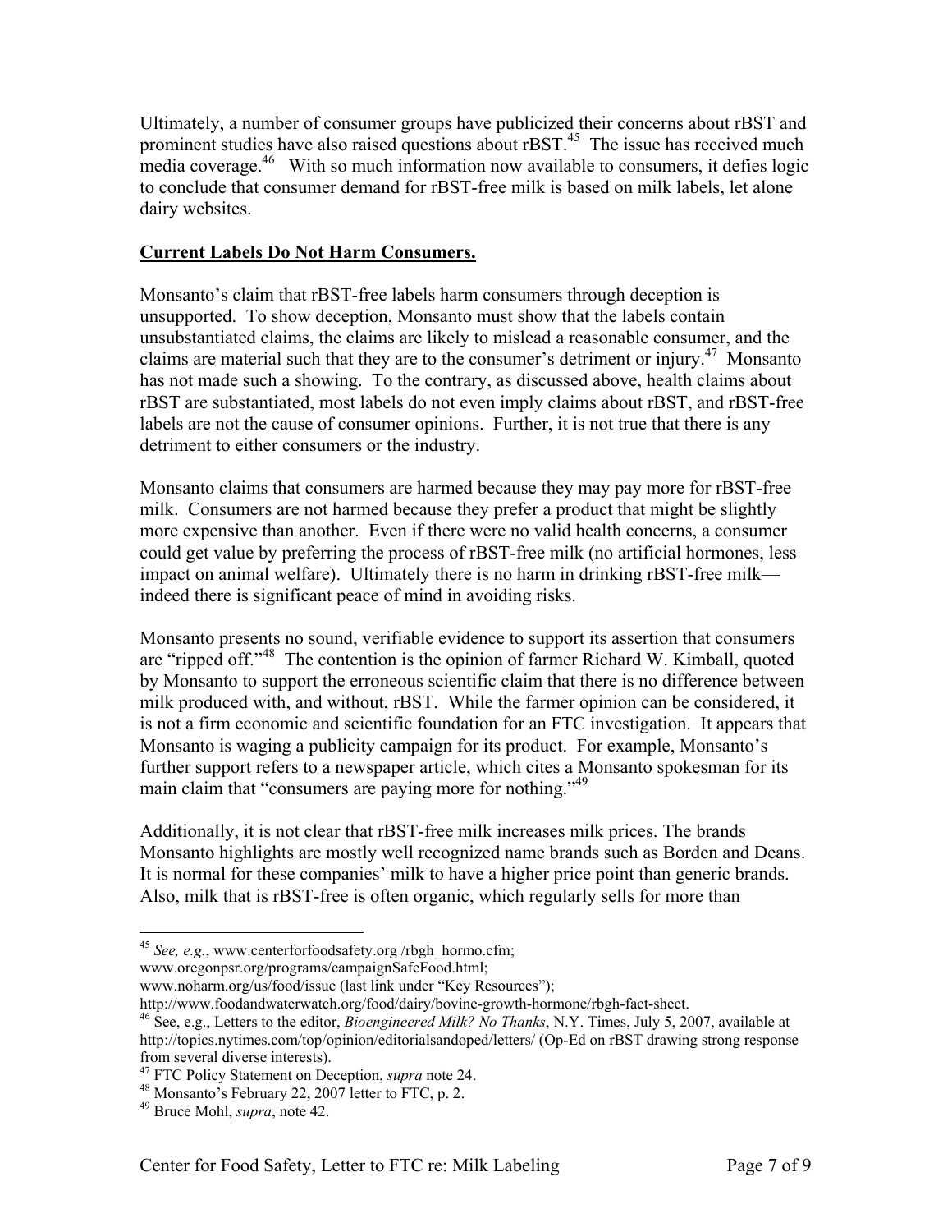Ultimately, a number of consumer groups have publicized their concerns about rBST and prominent studies have also raised questions about rBST.[45] The issue has received much media coverage.[46] With so much information now available to consumers, it defies logic to conclude that consumer demand for rBST-free milk is based on milk labels, let alone dairy websites.

**Current Labels Do Not Harm Consumers.**

Monsanto's claim that rBST-free labels harm consumers through deception is unsupported. To show deception, Monsanto must show that the labels contain unsubstantiated claims, the claims are likely to mislead a reasonable consumer, and the claims are material such that they are to the consumer's detriment or injury.[47] Monsanto has not made such a showing. To the contrary, as discussed above, health claims about rBST are substantiated, most labels do not even imply claims about rBST, and rBST-free labels are not the cause of consumer opinions. Further, it is not true that there is any detriment to either consumers or the industry.

Monsanto claims that consumers are harmed because they may pay more for rBST-free milk. Consumers are not harmed because they prefer a product that might be slightly more expensive than another. Even if there were no valid health concerns, a consumer could get value by preferring the process of rBST-free milk (no artificial hormones, less impact on animal welfare). Ultimately there is no harm in drinking rBST-free milk—indeed there is significant peace of mind in avoiding risks.

Monsanto presents no sound, verifiable evidence to support its assertion that consumers are "ripped off."[48] The contention is the opinion of farmer Richard W. Kimball, quoted by Monsanto to support the erroneous scientific claim that there is no difference between milk produced with, and without, rBST. While the farmer opinion can be considered, it is not a firm economic and scientific foundation for an FTC investigation. It appears that Monsanto is waging a publicity campaign for its product. For example, Monsanto's further support refers to a newspaper article, which cites a Monsanto spokesman for its main claim that "consumers are paying more for nothing."[49]

Additionally, it is not clear that rBST-free milk increases milk prices. The brands Monsanto highlights are mostly well recognized name brands such as Borden and Deans. It is normal for these companies' milk to have a higher price point than generic brands. Also, milk that is rBST-free is often organic, which regularly sells for more than

---

[45] *See, e.g.*, www.centerforfoodsafety.org /rbgh_hormo.cfm; www.oregonpsr.org/programs/campaignSafeFood.html; www.noharm.org/us/food/issue (last link under "Key Resources"); http://www.foodandwaterwatch.org/food/dairy/bovine-growth-hormone/rbgh-fact-sheet.

[46] See, e.g., Letters to the editor, *Bioengineered Milk? No Thanks*, N.Y. Times, July 5, 2007, available at http://topics.nytimes.com/top/opinion/editorialsandoped/letters/ (Op-Ed on rBST drawing strong response from several diverse interests).

[47] FTC Policy Statement on Deception, *supra* note 24.

[48] Monsanto's February 22, 2007 letter to FTC, p. 2.

[49] Bruce Mohl, *supra*, note 42.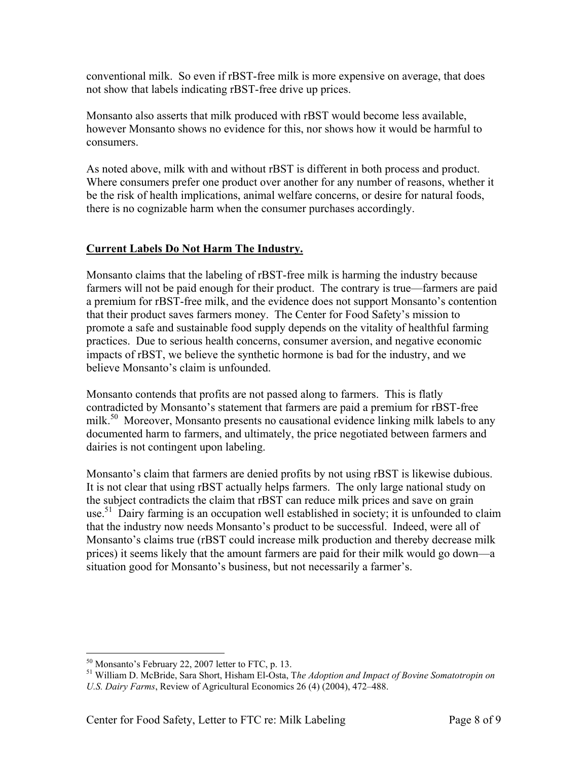conventional milk. So even if rBST-free milk is more expensive on average, that does not show that labels indicating rBST-free drive up prices.

Monsanto also asserts that milk produced with rBST would become less available, however Monsanto shows no evidence for this, nor shows how it would be harmful to consumers.

As noted above, milk with and without rBST is different in both process and product. Where consumers prefer one product over another for any number of reasons, whether it be the risk of health implications, animal welfare concerns, or desire for natural foods, there is no cognizable harm when the consumer purchases accordingly.

## Current Labels Do Not Harm The Industry.

Monsanto claims that the labeling of rBST-free milk is harming the industry because farmers will not be paid enough for their product. The contrary is true—farmers are paid a premium for rBST-free milk, and the evidence does not support Monsanto's contention that their product saves farmers money. The Center for Food Safety's mission to promote a safe and sustainable food supply depends on the vitality of healthful farming practices. Due to serious health concerns, consumer aversion, and negative economic impacts of rBST, we believe the synthetic hormone is bad for the industry, and we believe Monsanto's claim is unfounded.

Monsanto contends that profits are not passed along to farmers. This is flatly contradicted by Monsanto's statement that farmers are paid a premium for rBST-free milk.[50] Moreover, Monsanto presents no causational evidence linking milk labels to any documented harm to farmers, and ultimately, the price negotiated between farmers and dairies is not contingent upon labeling.

Monsanto's claim that farmers are denied profits by not using rBST is likewise dubious. It is not clear that using rBST actually helps farmers. The only large national study on the subject contradicts the claim that rBST can reduce milk prices and save on grain use.[51] Dairy farming is an occupation well established in society; it is unfounded to claim that the industry now needs Monsanto's product to be successful. Indeed, were all of Monsanto's claims true (rBST could increase milk production and thereby decrease milk prices) it seems likely that the amount farmers are paid for their milk would go down—a situation good for Monsanto's business, but not necessarily a farmer's.

---

[50] Monsanto's February 22, 2007 letter to FTC, p. 13.

[51] William D. McBride, Sara Short, Hisham El-Osta, T*he Adoption and Impact of Bovine Somatotropin on U.S. Dairy Farms*, Review of Agricultural Economics 26 (4) (2004), 472–488.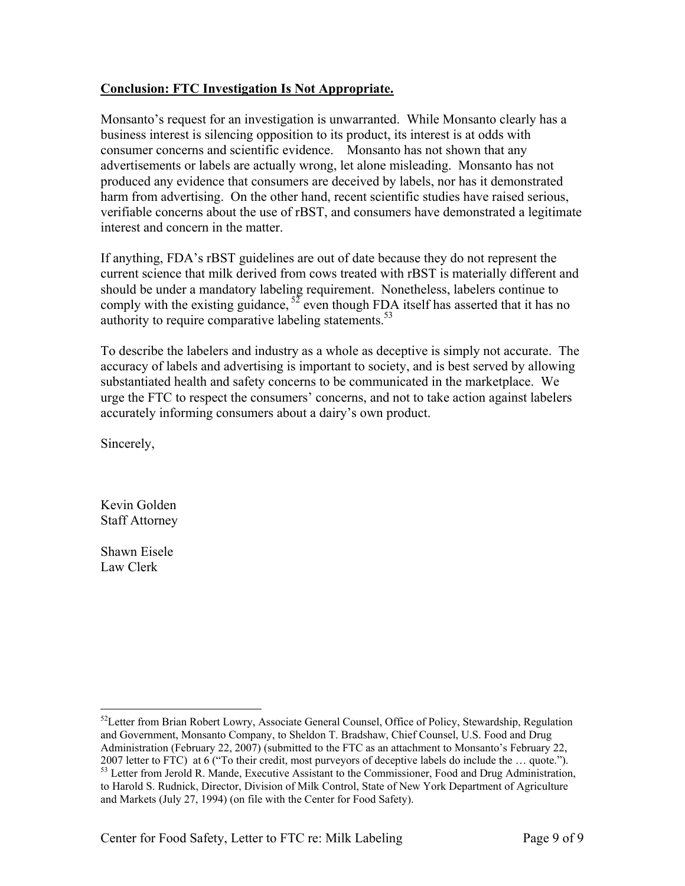**Conclusion: FTC Investigation Is Not Appropriate.**

Monsanto's request for an investigation is unwarranted. While Monsanto clearly has a business interest is silencing opposition to its product, its interest is at odds with consumer concerns and scientific evidence. Monsanto has not shown that any advertisements or labels are actually wrong, let alone misleading. Monsanto has not produced any evidence that consumers are deceived by labels, nor has it demonstrated harm from advertising. On the other hand, recent scientific studies have raised serious, verifiable concerns about the use of rBST, and consumers have demonstrated a legitimate interest and concern in the matter.

If anything, FDA's rBST guidelines are out of date because they do not represent the current science that milk derived from cows treated with rBST is materially different and should be under a mandatory labeling requirement. Nonetheless, labelers continue to comply with the existing guidance,[52] even though FDA itself has asserted that it has no authority to require comparative labeling statements.[53]

To describe the labelers and industry as a whole as deceptive is simply not accurate. The accuracy of labels and advertising is important to society, and is best served by allowing substantiated health and safety concerns to be communicated in the marketplace. We urge the FTC to respect the consumers' concerns, and not to take action against labelers accurately informing consumers about a dairy's own product.

Sincerely,

Kevin Golden
Staff Attorney

Shawn Eisele
Law Clerk

---

[52] Letter from Brian Robert Lowry, Associate General Counsel, Office of Policy, Stewardship, Regulation and Government, Monsanto Company, to Sheldon T. Bradshaw, Chief Counsel, U.S. Food and Drug Administration (February 22, 2007) (submitted to the FTC as an attachment to Monsanto's February 22, 2007 letter to FTC) at 6 ("To their credit, most purveyors of deceptive labels do include the … quote.").

[53] Letter from Jerold R. Mande, Executive Assistant to the Commissioner, Food and Drug Administration, to Harold S. Rudnick, Director, Division of Milk Control, State of New York Department of Agriculture and Markets (July 27, 1994) (on file with the Center for Food Safety).